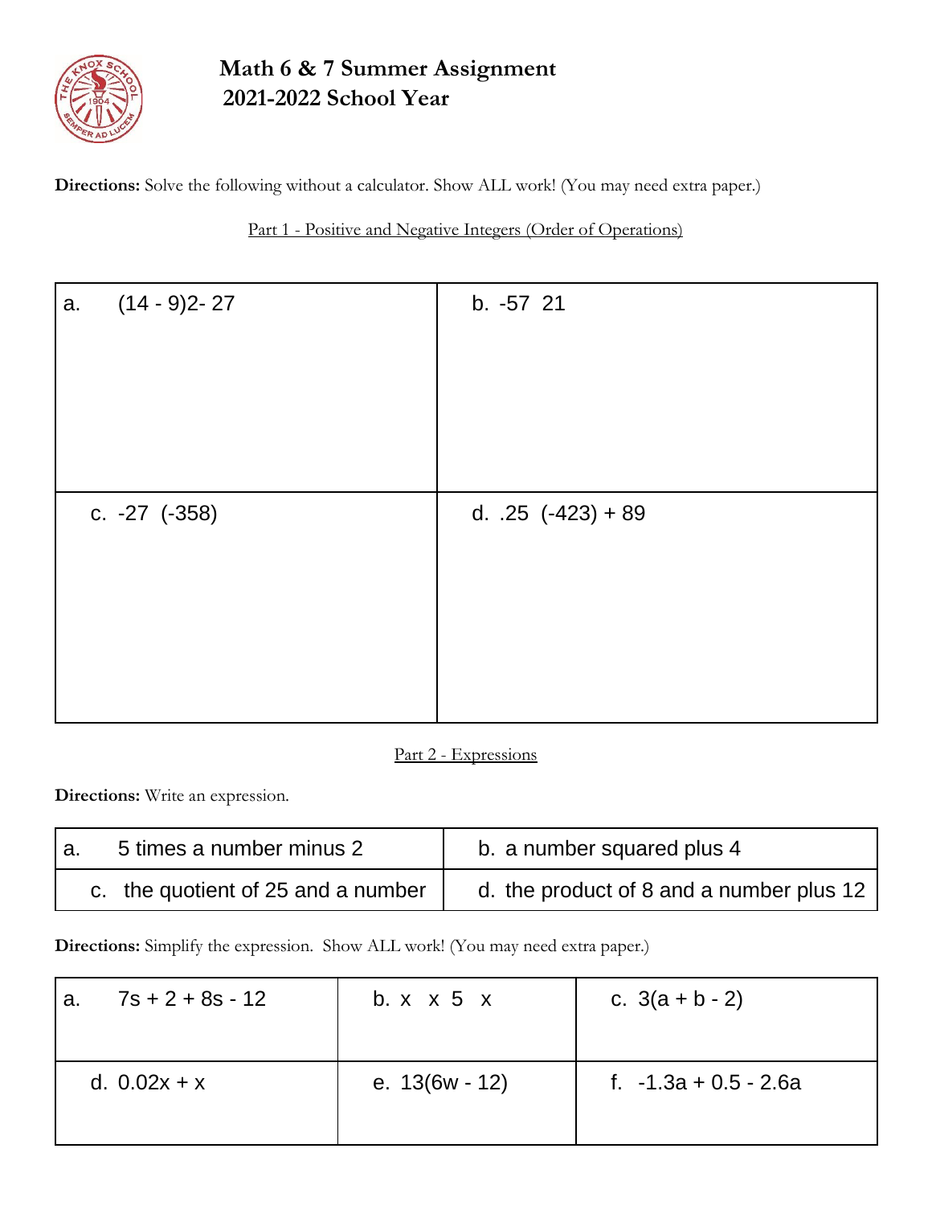# Math 6 & 7 Summer Assignment
## 2021-2022 School Year

**Directions:** Solve the following without a calculator. Show ALL work! (You may need extra paper.)

### Part 1 - Positive and Negative Integers (Order of Operations)

| | |
|---|---|
| a. (14 - 9)2- 27 | b. -57 21 |
| c. -27 (-358) | d. .25 (-423) + 89 |

### Part 2 - Expressions

**Directions:** Write an expression.

| | |
|---|---|
| a. 5 times a number minus 2 | b. a number squared plus 4 |
| c. the quotient of 25 and a number | d. the product of 8 and a number plus 12 |

**Directions:** Simplify the expression. Show ALL work! (You may need extra paper.)

| | | |
|---|---|---|
| a. 7s + 2 + 8s - 12 | b. x x 5 x | c. 3(a + b - 2) |
| d. 0.02x + x | e. 13(6w - 12) | f. -1.3a + 0.5 - 2.6a |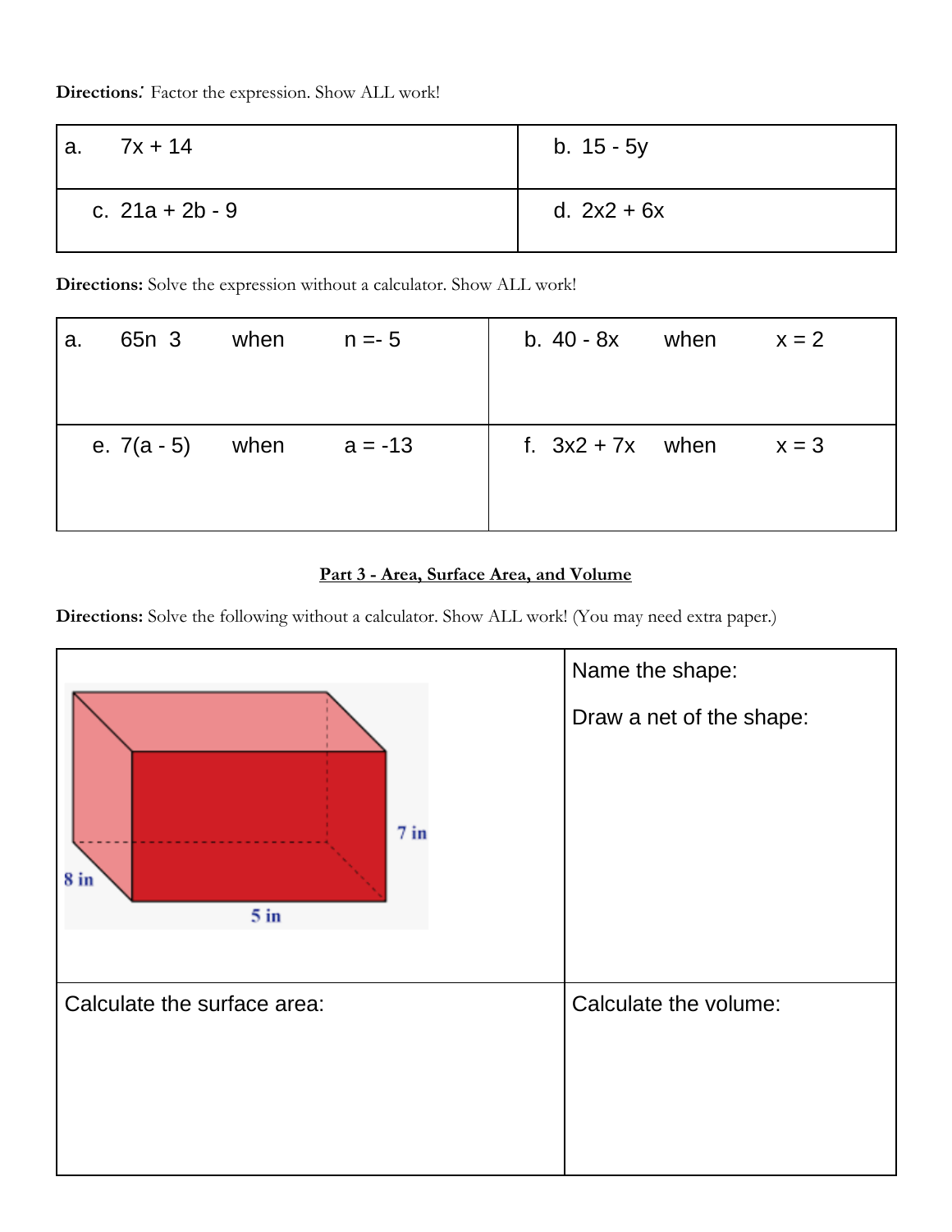**Directions**: Factor the expression. Show ALL work!

| a. $7x + 14$ | b. $15 - 5y$ |
|---|---|
| c. $21a + 2b - 9$ | d. 2x2 + 6x |

**Directions:** Solve the expression without a calculator. Show ALL work!

| a. 65n 3 when n =- 5 | b. $40 - 8x$ when $x = 2$ |
|---|---|
| e. $7(a - 5)$ when $a = -13$ | f. 3x2 + 7x when $x = 3$ |

## Part 3 - Area, Surface Area, and Volume

**Directions:** Solve the following without a calculator. Show ALL work! (You may need extra paper.)

| [Rectangular prism: 8 in, 5 in, 7 in] | Name the shape:<br><br>Draw a net of the shape: |
|---|---|
| Calculate the surface area: | Calculate the volume: |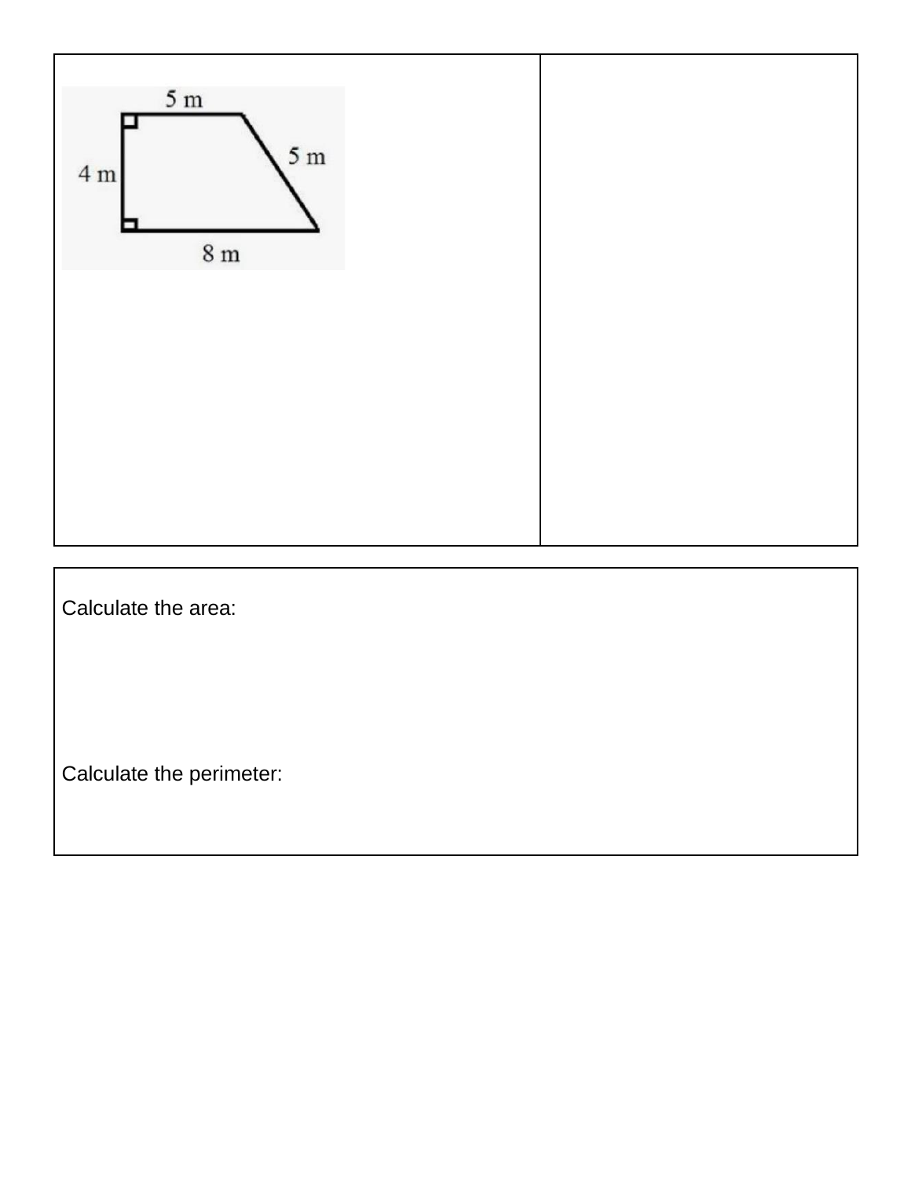| 5 m<br>4 m<br>5 m<br>8 m | |
|---|---|

Calculate the area:

Calculate the perimeter: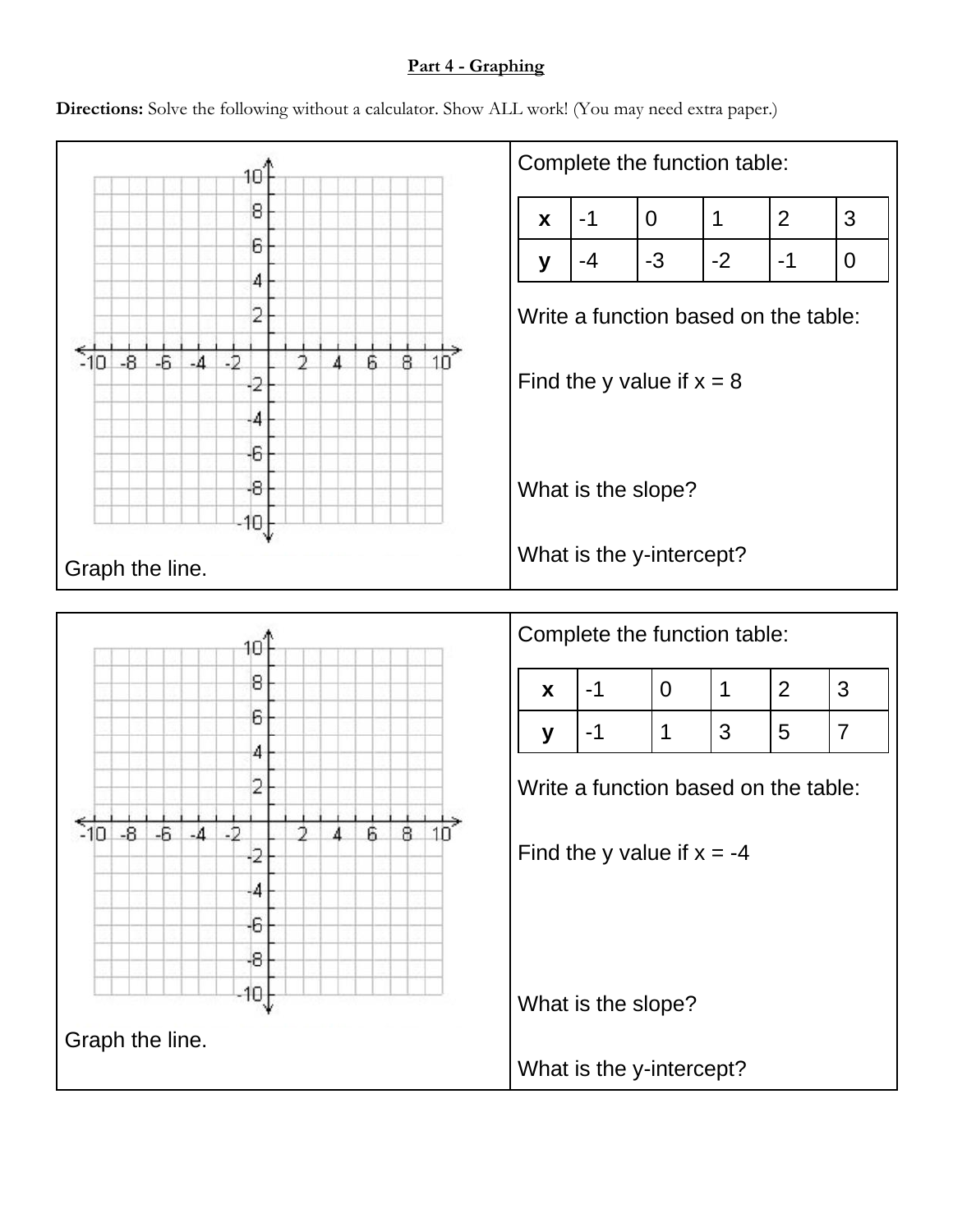**Part 4 - Graphing**

**Directions:** Solve the following without a calculator. Show ALL work! (You may need extra paper.)

10
8
6
4
2
-10 -8 -6 -4 -2 2 4 6 8 10
-2
-4
-6
-8
-10

Graph the line.

Complete the function table:

| x | -1 | 0 | 1 | 2 | 3 |
|---|---|---|---|---|---|
| y | -4 | -3 | -2 | -1 | 0 |

Write a function based on the table:

Find the y value if x = 8

What is the slope?

What is the y-intercept?

10
8
6
4
2
-10 -8 -6 -4 -2 2 4 6 8 10
-2
-4
-6
-8
-10

Graph the line.

Complete the function table:

| x | -1 | 0 | 1 | 2 | 3 |
|---|---|---|---|---|---|
| y | -1 | 1 | 3 | 5 | 7 |

Write a function based on the table:

Find the y value if x = -4

What is the slope?

What is the y-intercept?